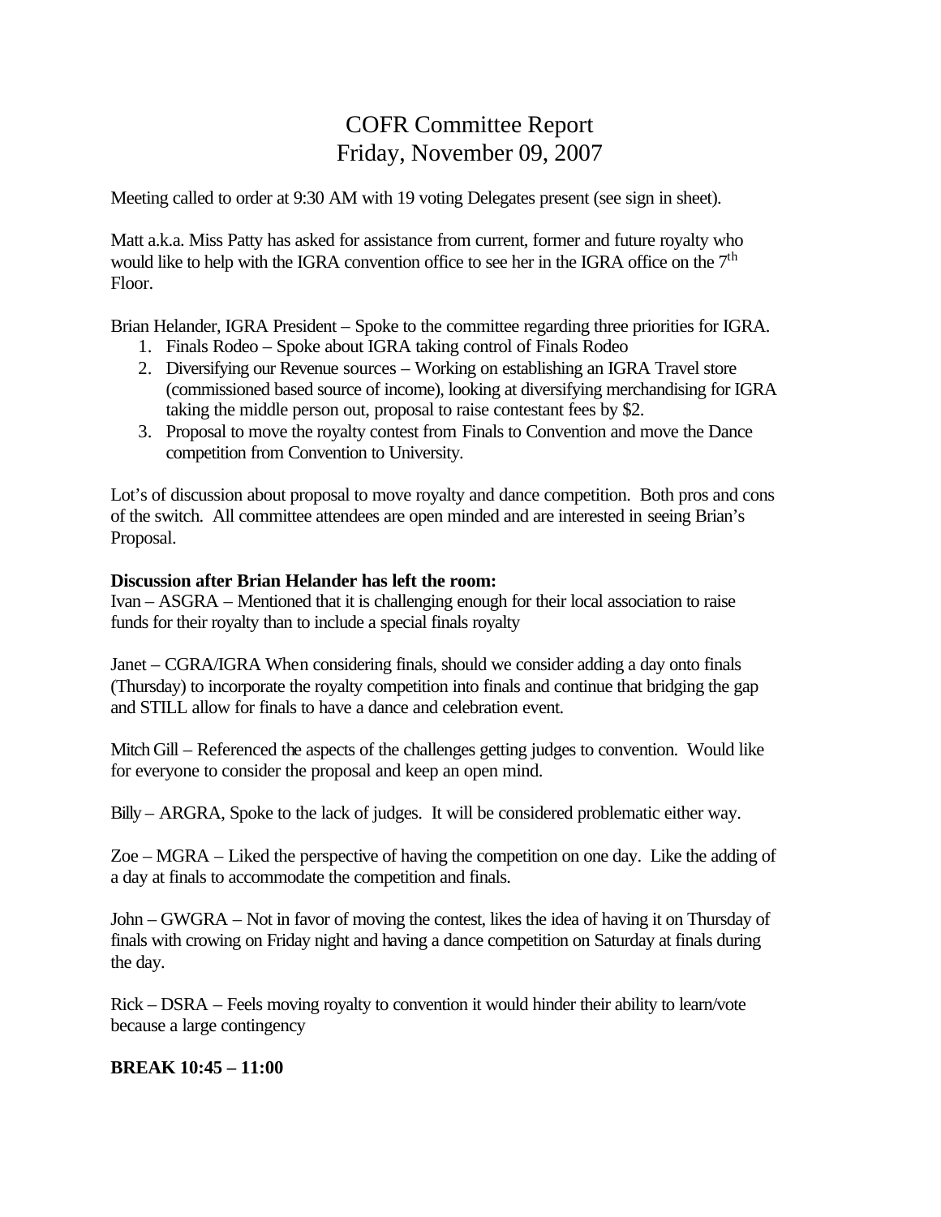# COFR Committee Report
## Friday, November 09, 2007

Meeting called to order at 9:30 AM with 19 voting Delegates present (see sign in sheet).

Matt a.k.a. Miss Patty has asked for assistance from current, former and future royalty who would like to help with the IGRA convention office to see her in the IGRA office on the 7th Floor.

Brian Helander, IGRA President – Spoke to the committee regarding three priorities for IGRA.

1. Finals Rodeo – Spoke about IGRA taking control of Finals Rodeo
2. Diversifying our Revenue sources – Working on establishing an IGRA Travel store (commissioned based source of income), looking at diversifying merchandising for IGRA taking the middle person out, proposal to raise contestant fees by $2.
3. Proposal to move the royalty contest from Finals to Convention and move the Dance competition from Convention to University.

Lot's of discussion about proposal to move royalty and dance competition. Both pros and cons of the switch. All committee attendees are open minded and are interested in seeing Brian's Proposal.

**Discussion after Brian Helander has left the room:**

Ivan – ASGRA – Mentioned that it is challenging enough for their local association to raise funds for their royalty than to include a special finals royalty

Janet – CGRA/IGRA When considering finals, should we consider adding a day onto finals (Thursday) to incorporate the royalty competition into finals and continue that bridging the gap and STILL allow for finals to have a dance and celebration event.

Mitch Gill – Referenced the aspects of the challenges getting judges to convention. Would like for everyone to consider the proposal and keep an open mind.

Billy – ARGRA, Spoke to the lack of judges. It will be considered problematic either way.

Zoe – MGRA – Liked the perspective of having the competition on one day. Like the adding of a day at finals to accommodate the competition and finals.

John – GWGRA – Not in favor of moving the contest, likes the idea of having it on Thursday of finals with crowing on Friday night and having a dance competition on Saturday at finals during the day.

Rick – DSRA – Feels moving royalty to convention it would hinder their ability to learn/vote because a large contingency

**BREAK 10:45 – 11:00**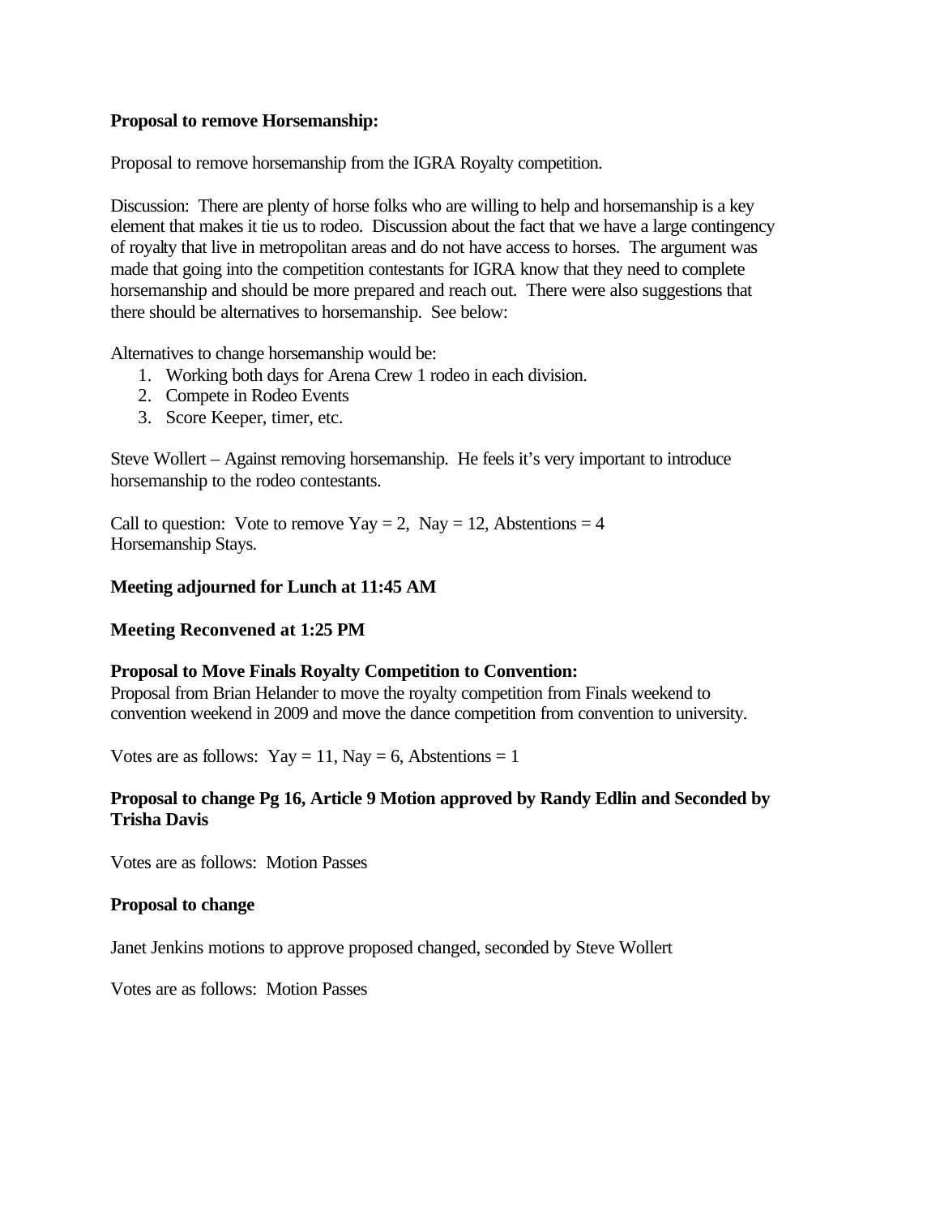**Proposal to remove Horsemanship:**

Proposal to remove horsemanship from the IGRA Royalty competition.

Discussion: There are plenty of horse folks who are willing to help and horsemanship is a key element that makes it tie us to rodeo. Discussion about the fact that we have a large contingency of royalty that live in metropolitan areas and do not have access to horses. The argument was made that going into the competition contestants for IGRA know that they need to complete horsemanship and should be more prepared and reach out. There were also suggestions that there should be alternatives to horsemanship. See below:

Alternatives to change horsemanship would be:

1. Working both days for Arena Crew 1 rodeo in each division.
2. Compete in Rodeo Events
3. Score Keeper, timer, etc.

Steve Wollert – Against removing horsemanship. He feels it's very important to introduce horsemanship to the rodeo contestants.

Call to question: Vote to remove Yay = 2, Nay = 12, Abstentions = 4
Horsemanship Stays.

**Meeting adjourned for Lunch at 11:45 AM**

**Meeting Reconvened at 1:25 PM**

**Proposal to Move Finals Royalty Competition to Convention:**
Proposal from Brian Helander to move the royalty competition from Finals weekend to convention weekend in 2009 and move the dance competition from convention to university.

Votes are as follows: Yay = 11, Nay = 6, Abstentions = 1

**Proposal to change Pg 16, Article 9 Motion approved by Randy Edlin and Seconded by Trisha Davis**

Votes are as follows: Motion Passes

**Proposal to change**

Janet Jenkins motions to approve proposed changed, seconded by Steve Wollert

Votes are as follows: Motion Passes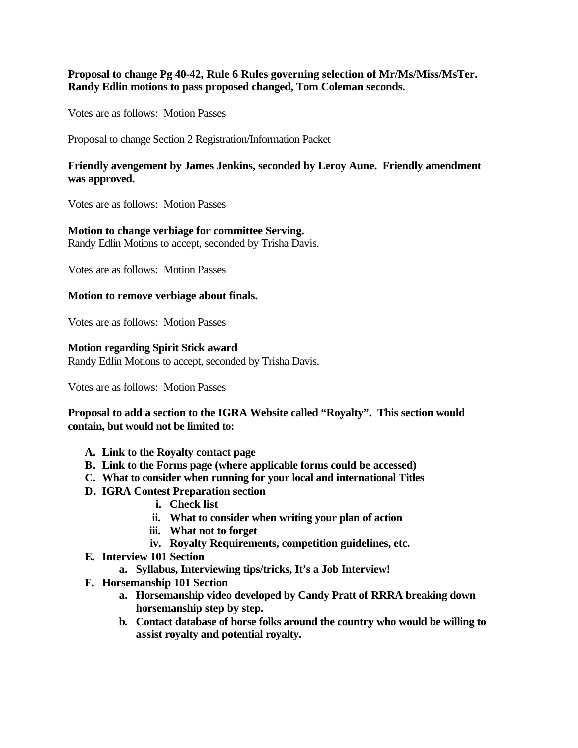**Proposal to change Pg 40-42, Rule 6 Rules governing selection of Mr/Ms/Miss/MsTer. Randy Edlin motions to pass proposed changed, Tom Coleman seconds.**

Votes are as follows: Motion Passes

Proposal to change Section 2 Registration/Information Packet

**Friendly avengement by James Jenkins, seconded by Leroy Aune. Friendly amendment was approved.**

Votes are as follows: Motion Passes

**Motion to change verbiage for committee Serving.**
Randy Edlin Motions to accept, seconded by Trisha Davis.

Votes are as follows: Motion Passes

**Motion to remove verbiage about finals.**

Votes are as follows: Motion Passes

**Motion regarding Spirit Stick award**
Randy Edlin Motions to accept, seconded by Trisha Davis.

Votes are as follows: Motion Passes

**Proposal to add a section to the IGRA Website called "Royalty". This section would contain, but would not be limited to:**

- **A. Link to the Royalty contact page**
- **B. Link to the Forms page (where applicable forms could be accessed)**
- **C. What to consider when running for your local and international Titles**
- **D. IGRA Contest Preparation section**
  - **i. Check list**
  - **ii. What to consider when writing your plan of action**
  - **iii. What not to forget**
  - **iv. Royalty Requirements, competition guidelines, etc.**
- **E. Interview 101 Section**
  - **a. Syllabus, Interviewing tips/tricks, It's a Job Interview!**
- **F. Horsemanship 101 Section**
  - **a. Horsemanship video developed by Candy Pratt of RRRA breaking down horsemanship step by step.**
  - **b. Contact database of horse folks around the country who would be willing to assist royalty and potential royalty.**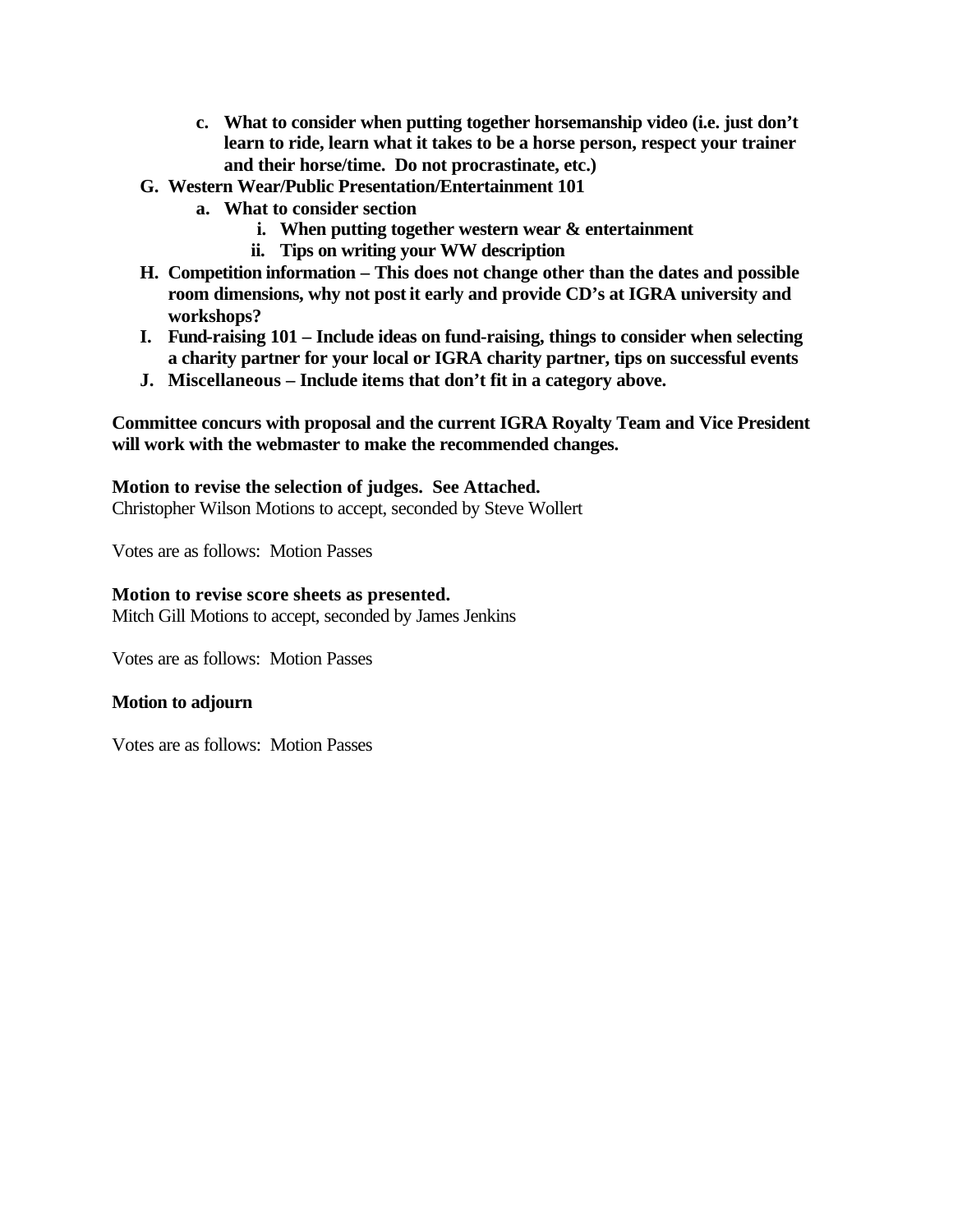c. **What to consider when putting together horsemanship video (i.e. just don't learn to ride, learn what it takes to be a horse person, respect your trainer and their horse/time. Do not procrastinate, etc.)**

G. **Western Wear/Public Presentation/Entertainment 101**
   a. **What to consider section**
      i. **When putting together western wear & entertainment**
      ii. **Tips on writing your WW description**

H. **Competition information – This does not change other than the dates and possible room dimensions, why not post it early and provide CD's at IGRA university and workshops?**

I. **Fund-raising 101 – Include ideas on fund-raising, things to consider when selecting a charity partner for your local or IGRA charity partner, tips on successful events**

J. **Miscellaneous – Include items that don't fit in a category above.**

**Committee concurs with proposal and the current IGRA Royalty Team and Vice President will work with the webmaster to make the recommended changes.**

**Motion to revise the selection of judges. See Attached.**
Christopher Wilson Motions to accept, seconded by Steve Wollert

Votes are as follows: Motion Passes

**Motion to revise score sheets as presented.**
Mitch Gill Motions to accept, seconded by James Jenkins

Votes are as follows: Motion Passes

**Motion to adjourn**

Votes are as follows: Motion Passes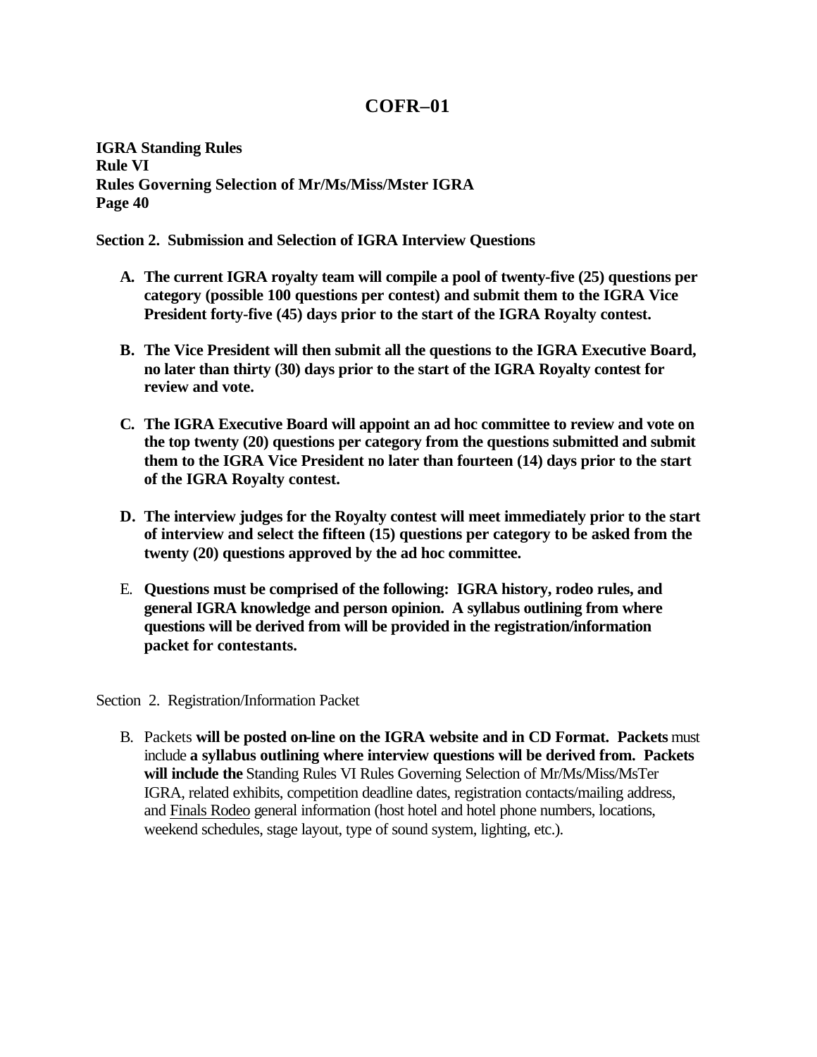# COFR–01

**IGRA Standing Rules**
**Rule VI**
**Rules Governing Selection of Mr/Ms/Miss/Mster IGRA**
**Page 40**

**Section 2. Submission and Selection of IGRA Interview Questions**

A. **The current IGRA royalty team will compile a pool of twenty-five (25) questions per category (possible 100 questions per contest) and submit them to the IGRA Vice President forty-five (45) days prior to the start of the IGRA Royalty contest.**

B. **The Vice President will then submit all the questions to the IGRA Executive Board, no later than thirty (30) days prior to the start of the IGRA Royalty contest for review and vote.**

C. **The IGRA Executive Board will appoint an ad hoc committee to review and vote on the top twenty (20) questions per category from the questions submitted and submit them to the IGRA Vice President no later than fourteen (14) days prior to the start of the IGRA Royalty contest.**

D. **The interview judges for the Royalty contest will meet immediately prior to the start of interview and select the fifteen (15) questions per category to be asked from the twenty (20) questions approved by the ad hoc committee.**

E. **Questions must be comprised of the following: IGRA history, rodeo rules, and general IGRA knowledge and person opinion. A syllabus outlining from where questions will be derived from will be provided in the registration/information packet for contestants.**

Section 2. Registration/Information Packet

B. Packets **will be posted on-line on the IGRA website and in CD Format. Packets** must include **a syllabus outlining where interview questions will be derived from. Packets will include the** Standing Rules VI Rules Governing Selection of Mr/Ms/Miss/MsTer IGRA, related exhibits, competition deadline dates, registration contacts/mailing address, and Finals Rodeo general information (host hotel and hotel phone numbers, locations, weekend schedules, stage layout, type of sound system, lighting, etc.).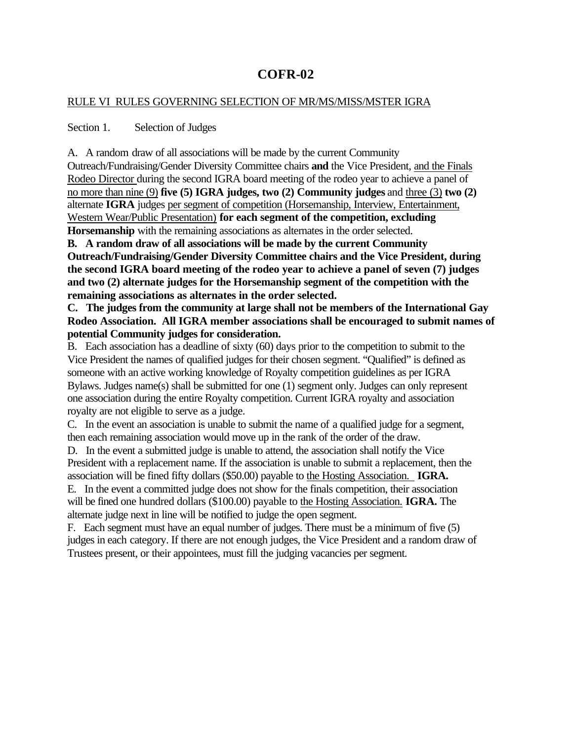# COFR-02

<u>RULE VI RULES GOVERNING SELECTION OF MR/MS/MISS/MSTER IGRA</u>

Section 1. Selection of Judges

A. A random draw of all associations will be made by the current Community Outreach/Fundraising/Gender Diversity Committee chairs **and** the Vice President, <u>and the Finals Rodeo Director</u> during the second IGRA board meeting of the rodeo year to achieve a panel of <u>no more than nine (9)</u> **five (5) IGRA judges, two (2) Community judges** and <u>three (3)</u> **two (2)** alternate **IGRA** judges <u>per segment of competition (Horsemanship, Interview, Entertainment, Western Wear/Public Presentation)</u> **for each segment of the competition, excluding Horsemanship** with the remaining associations as alternates in the order selected.

**B. A random draw of all associations will be made by the current Community Outreach/Fundraising/Gender Diversity Committee chairs and the Vice President, during the second IGRA board meeting of the rodeo year to achieve a panel of seven (7) judges and two (2) alternate judges for the Horsemanship segment of the competition with the remaining associations as alternates in the order selected.**

**C. The judges from the community at large shall not be members of the International Gay Rodeo Association. All IGRA member associations shall be encouraged to submit names of potential Community judges for consideration.**

B. Each association has a deadline of sixty (60) days prior to the competition to submit to the Vice President the names of qualified judges for their chosen segment. "Qualified" is defined as someone with an active working knowledge of Royalty competition guidelines as per IGRA Bylaws. Judges name(s) shall be submitted for one (1) segment only. Judges can only represent one association during the entire Royalty competition. Current IGRA royalty and association royalty are not eligible to serve as a judge.

C. In the event an association is unable to submit the name of a qualified judge for a segment, then each remaining association would move up in the rank of the order of the draw.

D. In the event a submitted judge is unable to attend, the association shall notify the Vice President with a replacement name. If the association is unable to submit a replacement, then the association will be fined fifty dollars ($50.00) payable to <u>the Hosting Association.</u> **IGRA.**

E. In the event a committed judge does not show for the finals competition, their association will be fined one hundred dollars ($100.00) payable to <u>the Hosting Association.</u> **IGRA.** The alternate judge next in line will be notified to judge the open segment.

F. Each segment must have an equal number of judges. There must be a minimum of five (5) judges in each category. If there are not enough judges, the Vice President and a random draw of Trustees present, or their appointees, must fill the judging vacancies per segment.